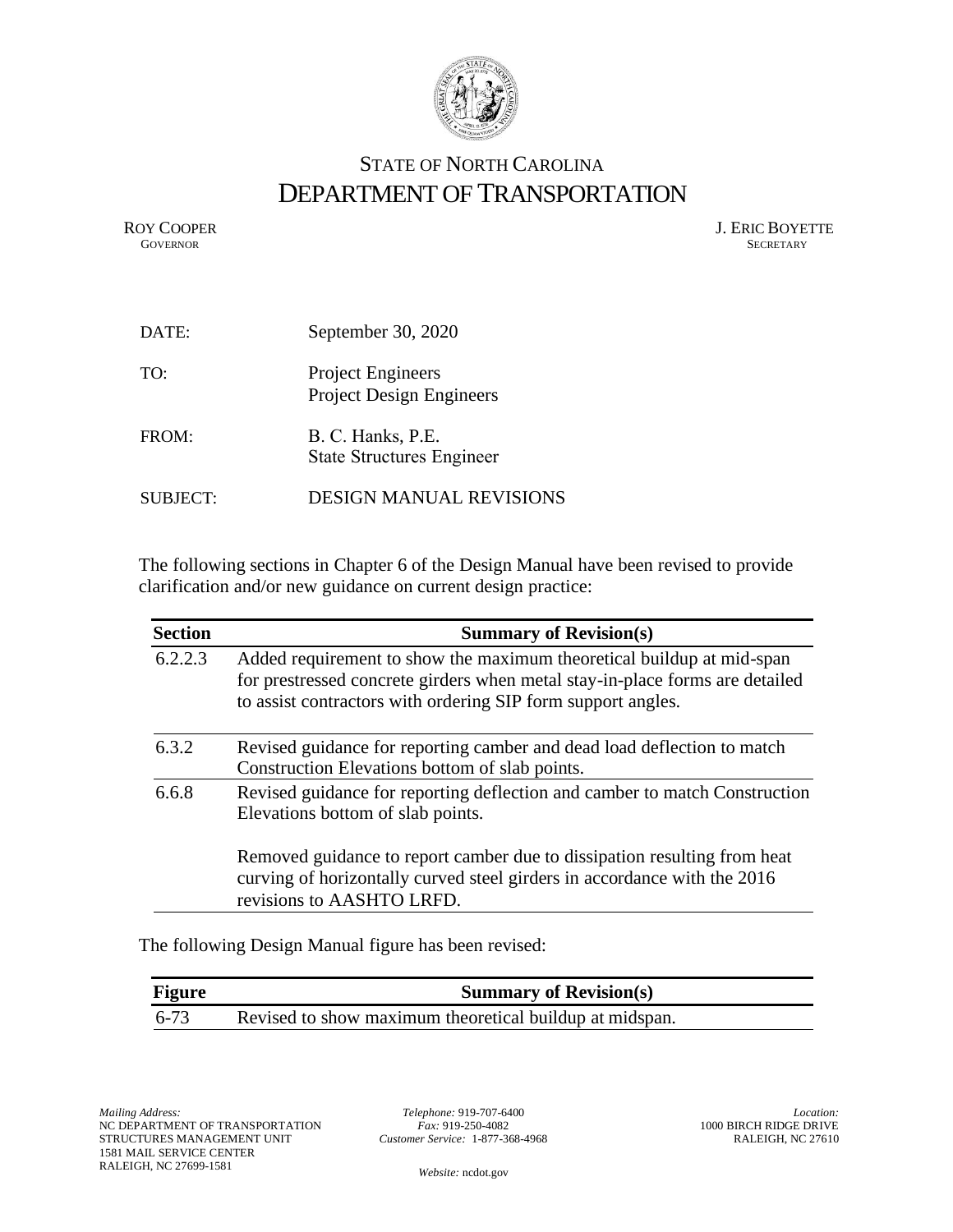STATE OF NORTH CAROLINA

# DEPARTMENT OF TRANSPORTATION

ROY COOPER
GOVERNOR

J. ERIC BOYETTE
SECRETARY

DATE: September 30, 2020

TO: Project Engineers
Project Design Engineers

FROM: B. C. Hanks, P.E.
State Structures Engineer

SUBJECT: DESIGN MANUAL REVISIONS

The following sections in Chapter 6 of the Design Manual have been revised to provide clarification and/or new guidance on current design practice:

| Section | Summary of Revision(s) |
|---|---|
| 6.2.2.3 | Added requirement to show the maximum theoretical buildup at mid-span for prestressed concrete girders when metal stay-in-place forms are detailed to assist contractors with ordering SIP form support angles. |
| 6.3.2 | Revised guidance for reporting camber and dead load deflection to match Construction Elevations bottom of slab points. |
| 6.6.8 | Revised guidance for reporting deflection and camber to match Construction Elevations bottom of slab points.<br><br>Removed guidance to report camber due to dissipation resulting from heat curving of horizontally curved steel girders in accordance with the 2016 revisions to AASHTO LRFD. |

The following Design Manual figure has been revised:

| Figure | Summary of Revision(s) |
|---|---|
| 6-73 | Revised to show maximum theoretical buildup at midspan. |

*Mailing Address:*
NC DEPARTMENT OF TRANSPORTATION
STRUCTURES MANAGEMENT UNIT
1581 MAIL SERVICE CENTER
RALEIGH, NC 27699-1581

*Telephone:* 919-707-6400
*Fax:* 919-250-4082
*Customer Service:* 1-877-368-4968

*Website:* ncdot.gov

*Location:*
1000 BIRCH RIDGE DRIVE
RALEIGH, NC 27610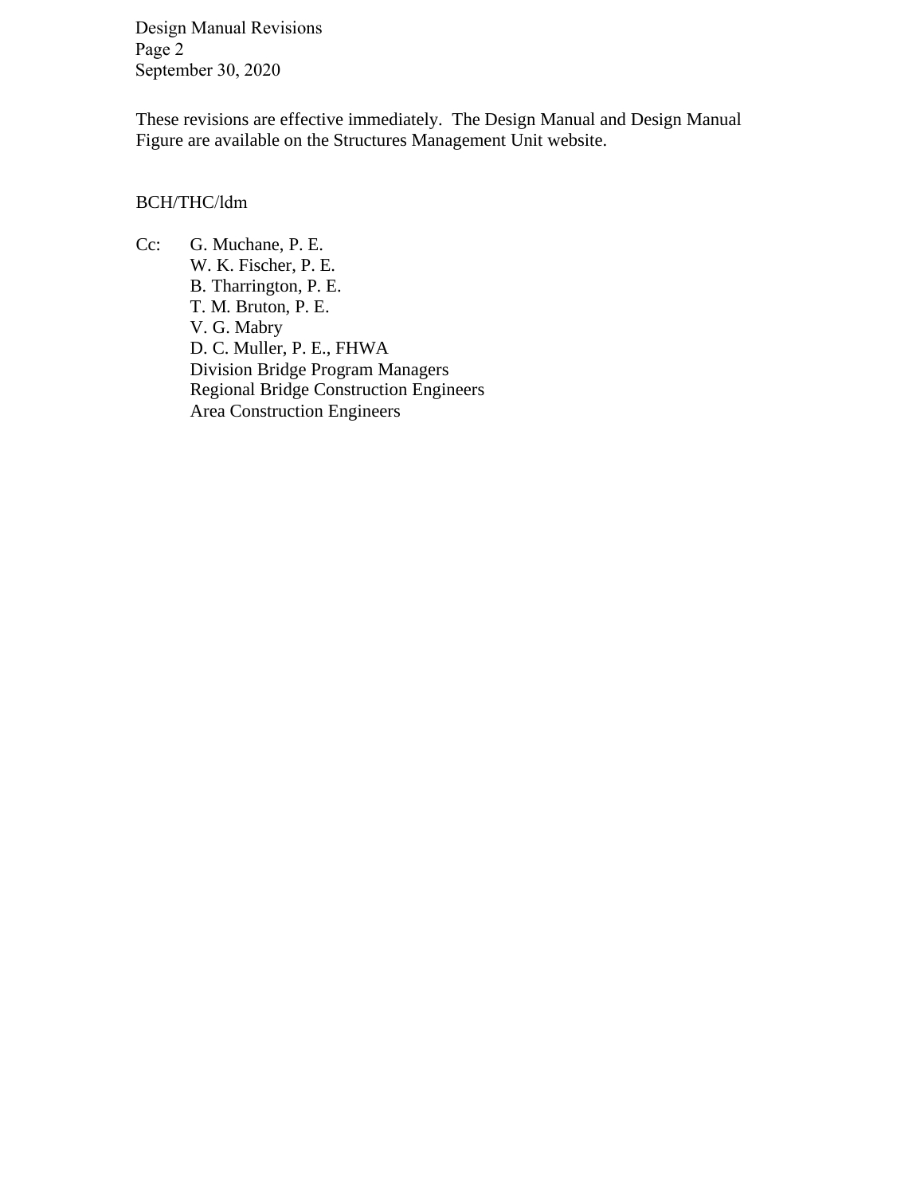These revisions are effective immediately. The Design Manual and Design Manual Figure are available on the Structures Management Unit website.

BCH/THC/ldm

Cc: G. Muchane, P. E.
W. K. Fischer, P. E.
B. Tharrington, P. E.
T. M. Bruton, P. E.
V. G. Mabry
D. C. Muller, P. E., FHWA
Division Bridge Program Managers
Regional Bridge Construction Engineers
Area Construction Engineers